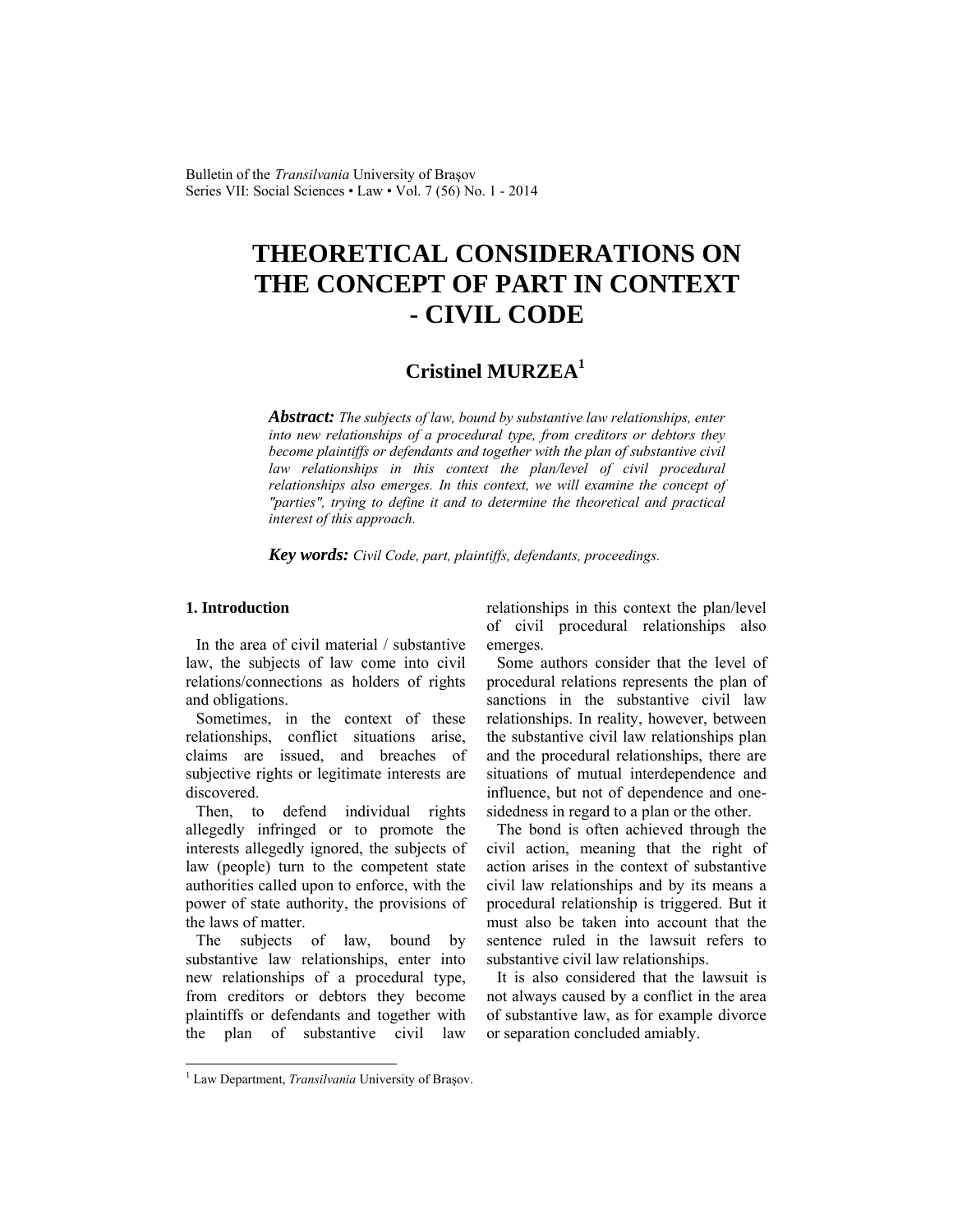# THEORETICAL CONSIDERATIONS ON THE CONCEPT OF PART IN CONTEXT - CIVIL CODE

**Cristinel MURZEA**[1]

***Abstract:*** *The subjects of law, bound by substantive law relationships, enter into new relationships of a procedural type, from creditors or debtors they become plaintiffs or defendants and together with the plan of substantive civil law relationships in this context the plan/level of civil procedural relationships also emerges. In this context, we will examine the concept of "parties", trying to define it and to determine the theoretical and practical interest of this approach.*

***Key words:*** *Civil Code, part, plaintiffs, defendants, proceedings.*

## 1. Introduction

In the area of civil material / substantive law, the subjects of law come into civil relations/connections as holders of rights and obligations.

Sometimes, in the context of these relationships, conflict situations arise, claims are issued, and breaches of subjective rights or legitimate interests are discovered.

Then, to defend individual rights allegedly infringed or to promote the interests allegedly ignored, the subjects of law (people) turn to the competent state authorities called upon to enforce, with the power of state authority, the provisions of the laws of matter.

The subjects of law, bound by substantive law relationships, enter into new relationships of a procedural type, from creditors or debtors they become plaintiffs or defendants and together with the plan of substantive civil law relationships in this context the plan/level of civil procedural relationships also emerges.

Some authors consider that the level of procedural relations represents the plan of sanctions in the substantive civil law relationships. In reality, however, between the substantive civil law relationships plan and the procedural relationships, there are situations of mutual interdependence and influence, but not of dependence and one-sidedness in regard to a plan or the other.

The bond is often achieved through the civil action, meaning that the right of action arises in the context of substantive civil law relationships and by its means a procedural relationship is triggered. But it must also be taken into account that the sentence ruled in the lawsuit refers to substantive civil law relationships.

It is also considered that the lawsuit is not always caused by a conflict in the area of substantive law, as for example divorce or separation concluded amiably.

---

[1] Law Department, *Transilvania* University of Braşov.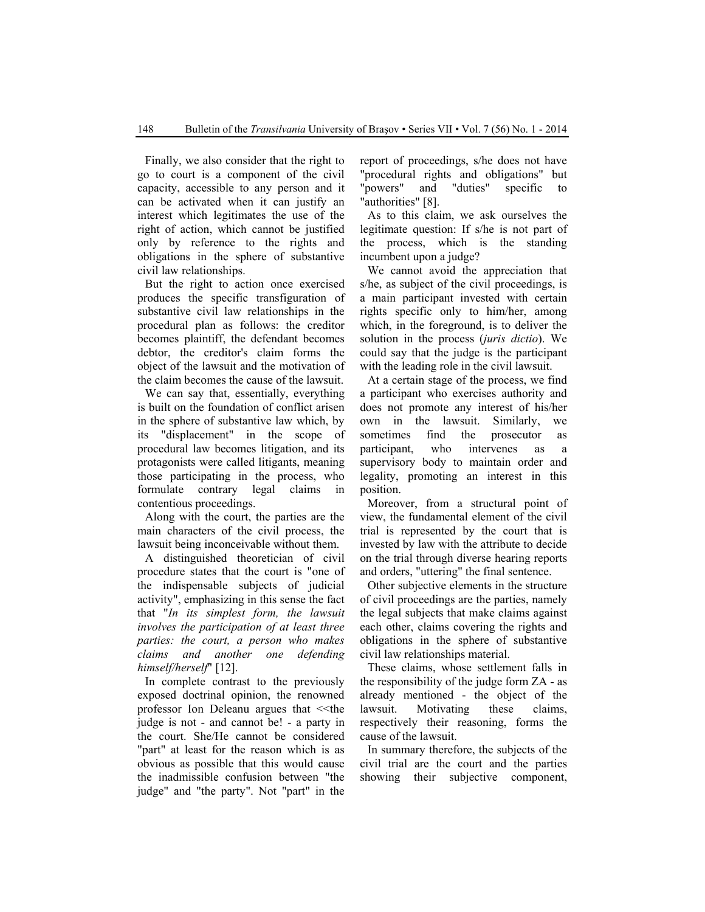Finally, we also consider that the right to go to court is a component of the civil capacity, accessible to any person and it can be activated when it can justify an interest which legitimates the use of the right of action, which cannot be justified only by reference to the rights and obligations in the sphere of substantive civil law relationships.

But the right to action once exercised produces the specific transfiguration of substantive civil law relationships in the procedural plan as follows: the creditor becomes plaintiff, the defendant becomes debtor, the creditor's claim forms the object of the lawsuit and the motivation of the claim becomes the cause of the lawsuit.

We can say that, essentially, everything is built on the foundation of conflict arisen in the sphere of substantive law which, by its "displacement" in the scope of procedural law becomes litigation, and its protagonists were called litigants, meaning those participating in the process, who formulate contrary legal claims in contentious proceedings.

Along with the court, the parties are the main characters of the civil process, the lawsuit being inconceivable without them.

A distinguished theoretician of civil procedure states that the court is "one of the indispensable subjects of judicial activity", emphasizing in this sense the fact that "*In its simplest form, the lawsuit involves the participation of at least three parties: the court, a person who makes claims and another one defending himself/herself*" [12].

In complete contrast to the previously exposed doctrinal opinion, the renowned professor Ion Deleanu argues that <<the judge is not - and cannot be! - a party in the court. She/He cannot be considered "part" at least for the reason which is as obvious as possible that this would cause the inadmissible confusion between "the judge" and "the party". Not "part" in the report of proceedings, s/he does not have "procedural rights and obligations" but "powers" and "duties" specific to "authorities" [8].

As to this claim, we ask ourselves the legitimate question: If s/he is not part of the process, which is the standing incumbent upon a judge?

We cannot avoid the appreciation that s/he, as subject of the civil proceedings, is a main participant invested with certain rights specific only to him/her, among which, in the foreground, is to deliver the solution in the process (*juris dictio*). We could say that the judge is the participant with the leading role in the civil lawsuit.

At a certain stage of the process, we find a participant who exercises authority and does not promote any interest of his/her own in the lawsuit. Similarly, we sometimes find the prosecutor as participant, who intervenes as a supervisory body to maintain order and legality, promoting an interest in this position.

Moreover, from a structural point of view, the fundamental element of the civil trial is represented by the court that is invested by law with the attribute to decide on the trial through diverse hearing reports and orders, "uttering" the final sentence.

Other subjective elements in the structure of civil proceedings are the parties, namely the legal subjects that make claims against each other, claims covering the rights and obligations in the sphere of substantive civil law relationships material.

These claims, whose settlement falls in the responsibility of the judge form ZA - as already mentioned - the object of the lawsuit. Motivating these claims, respectively their reasoning, forms the cause of the lawsuit.

In summary therefore, the subjects of the civil trial are the court and the parties showing their subjective component,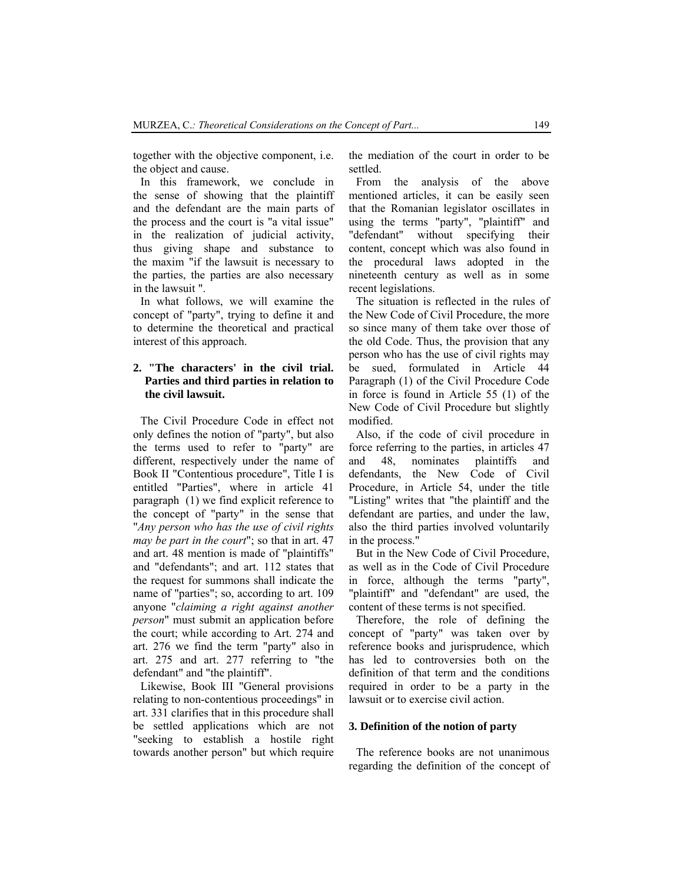together with the objective component, i.e. the object and cause.

In this framework, we conclude in the sense of showing that the plaintiff and the defendant are the main parts of the process and the court is "a vital issue" in the realization of judicial activity, thus giving shape and substance to the maxim "if the lawsuit is necessary to the parties, the parties are also necessary in the lawsuit ".

In what follows, we will examine the concept of "party", trying to define it and to determine the theoretical and practical interest of this approach.

## 2. "The characters' in the civil trial. Parties and third parties in relation to the civil lawsuit.

The Civil Procedure Code in effect not only defines the notion of "party", but also the terms used to refer to "party" are different, respectively under the name of Book II "Contentious procedure", Title I is entitled "Parties", where in article 41 paragraph (1) we find explicit reference to the concept of "party" in the sense that "*Any person who has the use of civil rights may be part in the court*"; so that in art. 47 and art. 48 mention is made of "plaintiffs" and "defendants"; and art. 112 states that the request for summons shall indicate the name of "parties"; so, according to art. 109 anyone "*claiming a right against another person*" must submit an application before the court; while according to Art. 274 and art. 276 we find the term "party" also in art. 275 and art. 277 referring to "the defendant" and "the plaintiff".

Likewise, Book III "General provisions relating to non-contentious proceedings" in art. 331 clarifies that in this procedure shall be settled applications which are not "seeking to establish a hostile right towards another person" but which require the mediation of the court in order to be settled.

From the analysis of the above mentioned articles, it can be easily seen that the Romanian legislator oscillates in using the terms "party", "plaintiff" and "defendant" without specifying their content, concept which was also found in the procedural laws adopted in the nineteenth century as well as in some recent legislations.

The situation is reflected in the rules of the New Code of Civil Procedure, the more so since many of them take over those of the old Code. Thus, the provision that any person who has the use of civil rights may be sued, formulated in Article 44 Paragraph (1) of the Civil Procedure Code in force is found in Article 55 (1) of the New Code of Civil Procedure but slightly modified.

Also, if the code of civil procedure in force referring to the parties, in articles 47 and 48, nominates plaintiffs and defendants, the New Code of Civil Procedure, in Article 54, under the title "Listing" writes that "the plaintiff and the defendant are parties, and under the law, also the third parties involved voluntarily in the process."

But in the New Code of Civil Procedure, as well as in the Code of Civil Procedure in force, although the terms "party", "plaintiff" and "defendant" are used, the content of these terms is not specified.

Therefore, the role of defining the concept of "party" was taken over by reference books and jurisprudence, which has led to controversies both on the definition of that term and the conditions required in order to be a party in the lawsuit or to exercise civil action.

## 3. Definition of the notion of party

The reference books are not unanimous regarding the definition of the concept of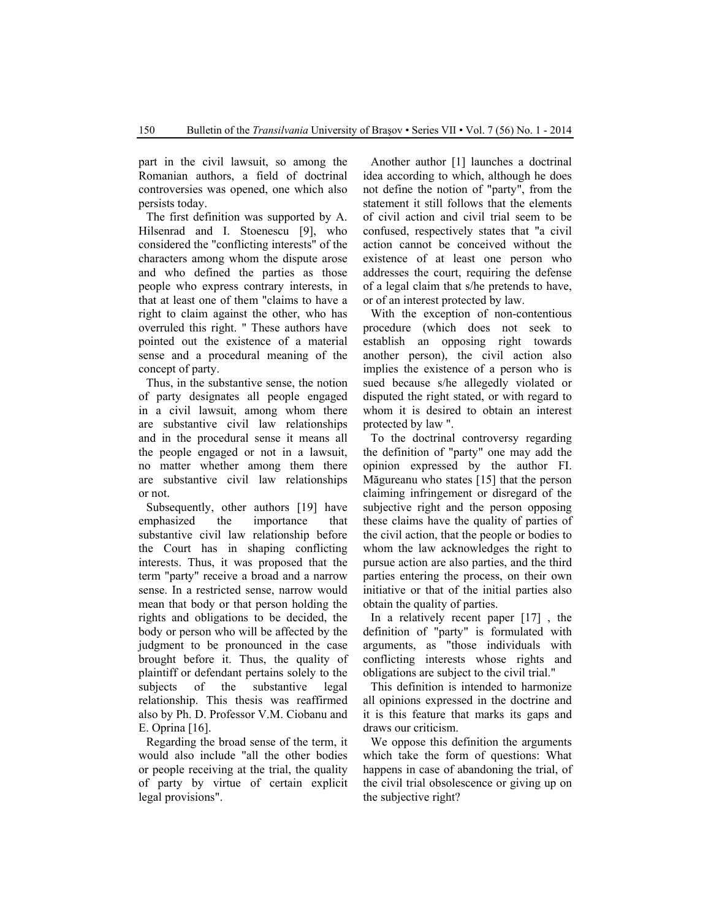part in the civil lawsuit, so among the Romanian authors, a field of doctrinal controversies was opened, one which also persists today.

The first definition was supported by A. Hilsenrad and I. Stoenescu [9], who considered the "conflicting interests" of the characters among whom the dispute arose and who defined the parties as those people who express contrary interests, in that at least one of them "claims to have a right to claim against the other, who has overruled this right. " These authors have pointed out the existence of a material sense and a procedural meaning of the concept of party.

Thus, in the substantive sense, the notion of party designates all people engaged in a civil lawsuit, among whom there are substantive civil law relationships and in the procedural sense it means all the people engaged or not in a lawsuit, no matter whether among them there are substantive civil law relationships or not.

Subsequently, other authors [19] have emphasized the importance that substantive civil law relationship before the Court has in shaping conflicting interests. Thus, it was proposed that the term "party" receive a broad and a narrow sense. In a restricted sense, narrow would mean that body or that person holding the rights and obligations to be decided, the body or person who will be affected by the judgment to be pronounced in the case brought before it. Thus, the quality of plaintiff or defendant pertains solely to the subjects of the substantive legal relationship. This thesis was reaffirmed also by Ph. D. Professor V.M. Ciobanu and E. Oprina [16].

Regarding the broad sense of the term, it would also include "all the other bodies or people receiving at the trial, the quality of party by virtue of certain explicit legal provisions".

Another author [1] launches a doctrinal idea according to which, although he does not define the notion of "party", from the statement it still follows that the elements of civil action and civil trial seem to be confused, respectively states that "a civil action cannot be conceived without the existence of at least one person who addresses the court, requiring the defense of a legal claim that s/he pretends to have, or of an interest protected by law.

With the exception of non-contentious procedure (which does not seek to establish an opposing right towards another person), the civil action also implies the existence of a person who is sued because s/he allegedly violated or disputed the right stated, or with regard to whom it is desired to obtain an interest protected by law ".

To the doctrinal controversy regarding the definition of "party" one may add the opinion expressed by the author Fl. Măgureanu who states [15] that the person claiming infringement or disregard of the subjective right and the person opposing these claims have the quality of parties of the civil action, that the people or bodies to whom the law acknowledges the right to pursue action are also parties, and the third parties entering the process, on their own initiative or that of the initial parties also obtain the quality of parties.

In a relatively recent paper [17] , the definition of "party" is formulated with arguments, as "those individuals with conflicting interests whose rights and obligations are subject to the civil trial."

This definition is intended to harmonize all opinions expressed in the doctrine and it is this feature that marks its gaps and draws our criticism.

We oppose this definition the arguments which take the form of questions: What happens in case of abandoning the trial, of the civil trial obsolescence or giving up on the subjective right?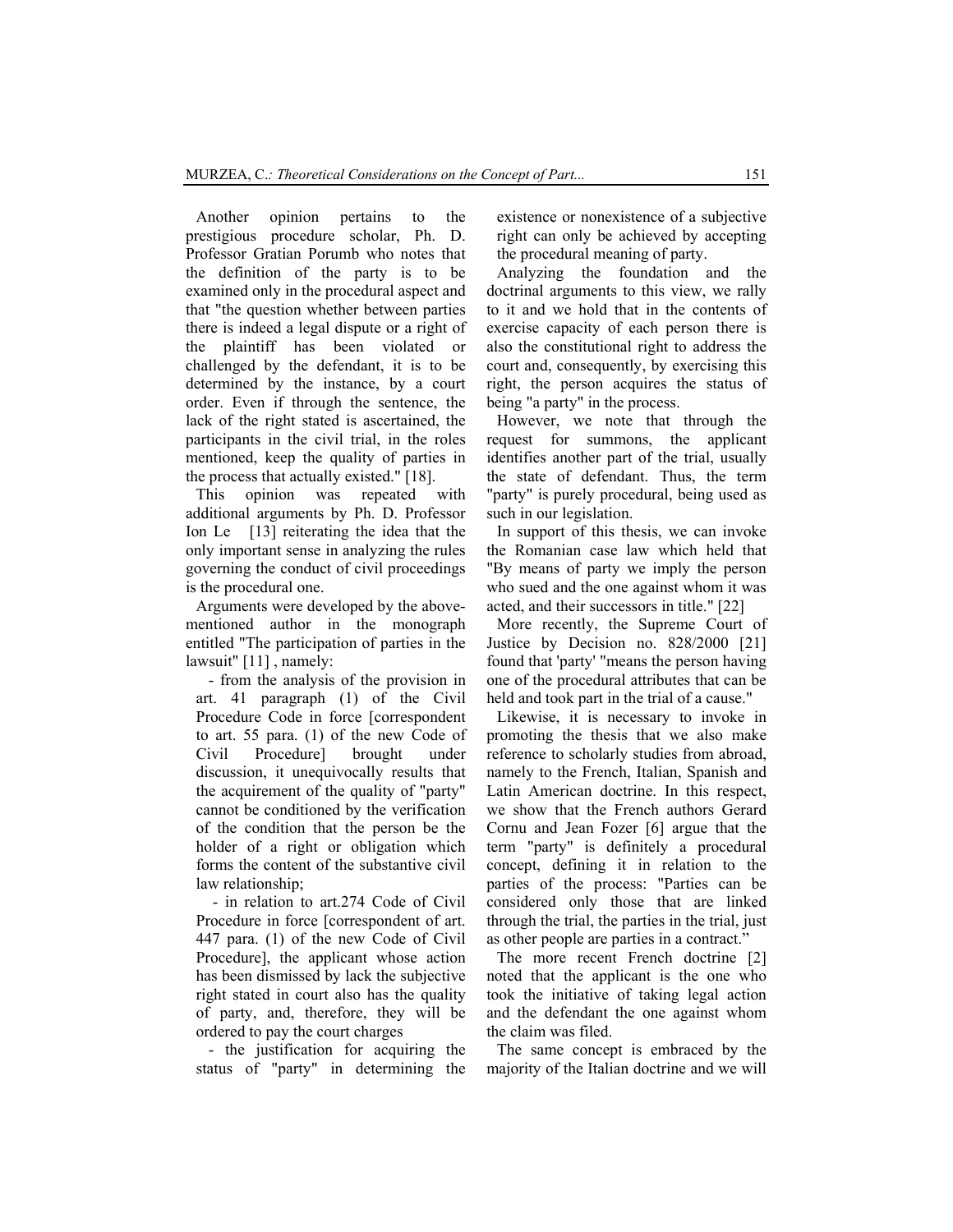Another opinion pertains to the prestigious procedure scholar, Ph. D. Professor Gratian Porumb who notes that the definition of the party is to be examined only in the procedural aspect and that "the question whether between parties there is indeed a legal dispute or a right of the plaintiff has been violated or challenged by the defendant, it is to be determined by the instance, by a court order. Even if through the sentence, the lack of the right stated is ascertained, the participants in the civil trial, in the roles mentioned, keep the quality of parties in the process that actually existed." [18].

This opinion was repeated with additional arguments by Ph. D. Professor Ion Le [13] reiterating the idea that the only important sense in analyzing the rules governing the conduct of civil proceedings is the procedural one.

Arguments were developed by the above-mentioned author in the monograph entitled "The participation of parties in the lawsuit" [11] , namely:

- from the analysis of the provision in art. 41 paragraph (1) of the Civil Procedure Code in force [correspondent to art. 55 para. (1) of the new Code of Civil Procedure] brought under discussion, it unequivocally results that the acquirement of the quality of "party" cannot be conditioned by the verification of the condition that the person be the holder of a right or obligation which forms the content of the substantive civil law relationship;
- in relation to art.274 Code of Civil Procedure in force [correspondent of art. 447 para. (1) of the new Code of Civil Procedure], the applicant whose action has been dismissed by lack the subjective right stated in court also has the quality of party, and, therefore, they will be ordered to pay the court charges
- the justification for acquiring the status of "party" in determining the existence or nonexistence of a subjective right can only be achieved by accepting the procedural meaning of party.

Analyzing the foundation and the doctrinal arguments to this view, we rally to it and we hold that in the contents of exercise capacity of each person there is also the constitutional right to address the court and, consequently, by exercising this right, the person acquires the status of being "a party" in the process.

However, we note that through the request for summons, the applicant identifies another part of the trial, usually the state of defendant. Thus, the term "party" is purely procedural, being used as such in our legislation.

In support of this thesis, we can invoke the Romanian case law which held that "By means of party we imply the person who sued and the one against whom it was acted, and their successors in title." [22]

More recently, the Supreme Court of Justice by Decision no. 828/2000 [21] found that 'party' "means the person having one of the procedural attributes that can be held and took part in the trial of a cause."

Likewise, it is necessary to invoke in promoting the thesis that we also make reference to scholarly studies from abroad, namely to the French, Italian, Spanish and Latin American doctrine. In this respect, we show that the French authors Gerard Cornu and Jean Fozer [6] argue that the term "party" is definitely a procedural concept, defining it in relation to the parties of the process: "Parties can be considered only those that are linked through the trial, the parties in the trial, just as other people are parties in a contract."

The more recent French doctrine [2] noted that the applicant is the one who took the initiative of taking legal action and the defendant the one against whom the claim was filed.

The same concept is embraced by the majority of the Italian doctrine and we will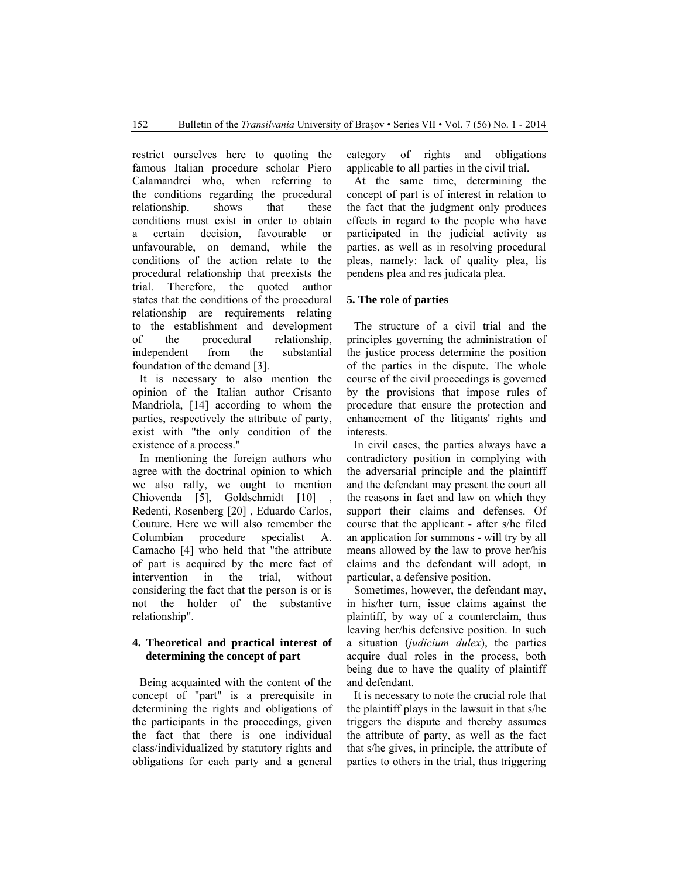restrict ourselves here to quoting the famous Italian procedure scholar Piero Calamandrei who, when referring to the conditions regarding the procedural relationship, shows that these conditions must exist in order to obtain a certain decision, favourable or unfavourable, on demand, while the conditions of the action relate to the procedural relationship that preexists the trial. Therefore, the quoted author states that the conditions of the procedural relationship are requirements relating to the establishment and development of the procedural relationship, independent from the substantial foundation of the demand [3].

It is necessary to also mention the opinion of the Italian author Crisanto Mandriola, [14] according to whom the parties, respectively the attribute of party, exist with "the only condition of the existence of a process."

In mentioning the foreign authors who agree with the doctrinal opinion to which we also rally, we ought to mention Chiovenda [5], Goldschmidt [10] , Redenti, Rosenberg [20] , Eduardo Carlos, Couture. Here we will also remember the Columbian procedure specialist A. Camacho [4] who held that "the attribute of part is acquired by the mere fact of intervention in the trial, without considering the fact that the person is or is not the holder of the substantive relationship".

## 4. Theoretical and practical interest of determining the concept of part

Being acquainted with the content of the concept of "part" is a prerequisite in determining the rights and obligations of the participants in the proceedings, given the fact that there is one individual class/individualized by statutory rights and obligations for each party and a general category of rights and obligations applicable to all parties in the civil trial.

At the same time, determining the concept of part is of interest in relation to the fact that the judgment only produces effects in regard to the people who have participated in the judicial activity as parties, as well as in resolving procedural pleas, namely: lack of quality plea, lis pendens plea and res judicata plea.

## 5. The role of parties

The structure of a civil trial and the principles governing the administration of the justice process determine the position of the parties in the dispute. The whole course of the civil proceedings is governed by the provisions that impose rules of procedure that ensure the protection and enhancement of the litigants' rights and interests.

In civil cases, the parties always have a contradictory position in complying with the adversarial principle and the plaintiff and the defendant may present the court all the reasons in fact and law on which they support their claims and defenses. Of course that the applicant - after s/he filed an application for summons - will try by all means allowed by the law to prove her/his claims and the defendant will adopt, in particular, a defensive position.

Sometimes, however, the defendant may, in his/her turn, issue claims against the plaintiff, by way of a counterclaim, thus leaving her/his defensive position. In such a situation (*judicium dulex*), the parties acquire dual roles in the process, both being due to have the quality of plaintiff and defendant.

It is necessary to note the crucial role that the plaintiff plays in the lawsuit in that s/he triggers the dispute and thereby assumes the attribute of party, as well as the fact that s/he gives, in principle, the attribute of parties to others in the trial, thus triggering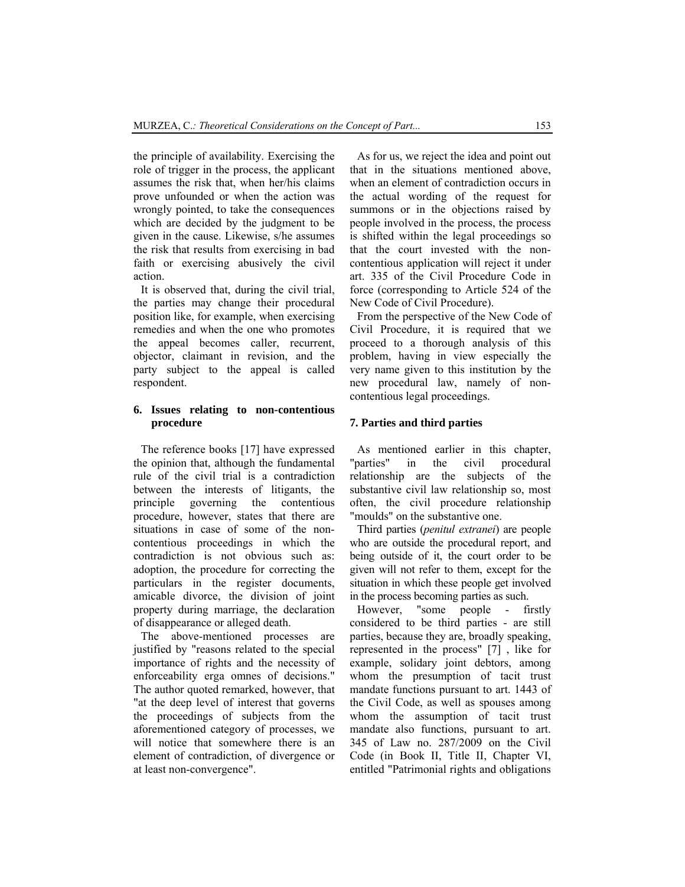the principle of availability. Exercising the role of trigger in the process, the applicant assumes the risk that, when her/his claims prove unfounded or when the action was wrongly pointed, to take the consequences which are decided by the judgment to be given in the cause. Likewise, s/he assumes the risk that results from exercising in bad faith or exercising abusively the civil action.

It is observed that, during the civil trial, the parties may change their procedural position like, for example, when exercising remedies and when the one who promotes the appeal becomes caller, recurrent, objector, claimant in revision, and the party subject to the appeal is called respondent.

## 6. Issues relating to non-contentious procedure

The reference books [17] have expressed the opinion that, although the fundamental rule of the civil trial is a contradiction between the interests of litigants, the principle governing the contentious procedure, however, states that there are situations in case of some of the non-contentious proceedings in which the contradiction is not obvious such as: adoption, the procedure for correcting the particulars in the register documents, amicable divorce, the division of joint property during marriage, the declaration of disappearance or alleged death.

The above-mentioned processes are justified by "reasons related to the special importance of rights and the necessity of enforceability erga omnes of decisions." The author quoted remarked, however, that "at the deep level of interest that governs the proceedings of subjects from the aforementioned category of processes, we will notice that somewhere there is an element of contradiction, of divergence or at least non-convergence".

As for us, we reject the idea and point out that in the situations mentioned above, when an element of contradiction occurs in the actual wording of the request for summons or in the objections raised by people involved in the process, the process is shifted within the legal proceedings so that the court invested with the non-contentious application will reject it under art. 335 of the Civil Procedure Code in force (corresponding to Article 524 of the New Code of Civil Procedure).

From the perspective of the New Code of Civil Procedure, it is required that we proceed to a thorough analysis of this problem, having in view especially the very name given to this institution by the new procedural law, namely of non-contentious legal proceedings.

## 7. Parties and third parties

As mentioned earlier in this chapter, "parties" in the civil procedural relationship are the subjects of the substantive civil law relationship so, most often, the civil procedure relationship "moulds" on the substantive one.

Third parties (*penitul extranei*) are people who are outside the procedural report, and being outside of it, the court order to be given will not refer to them, except for the situation in which these people get involved in the process becoming parties as such.

However, "some people - firstly considered to be third parties - are still parties, because they are, broadly speaking, represented in the process" [7] , like for example, solidary joint debtors, among whom the presumption of tacit trust mandate functions pursuant to art. 1443 of the Civil Code, as well as spouses among whom the assumption of tacit trust mandate also functions, pursuant to art. 345 of Law no. 287/2009 on the Civil Code (in Book II, Title II, Chapter VI, entitled "Patrimonial rights and obligations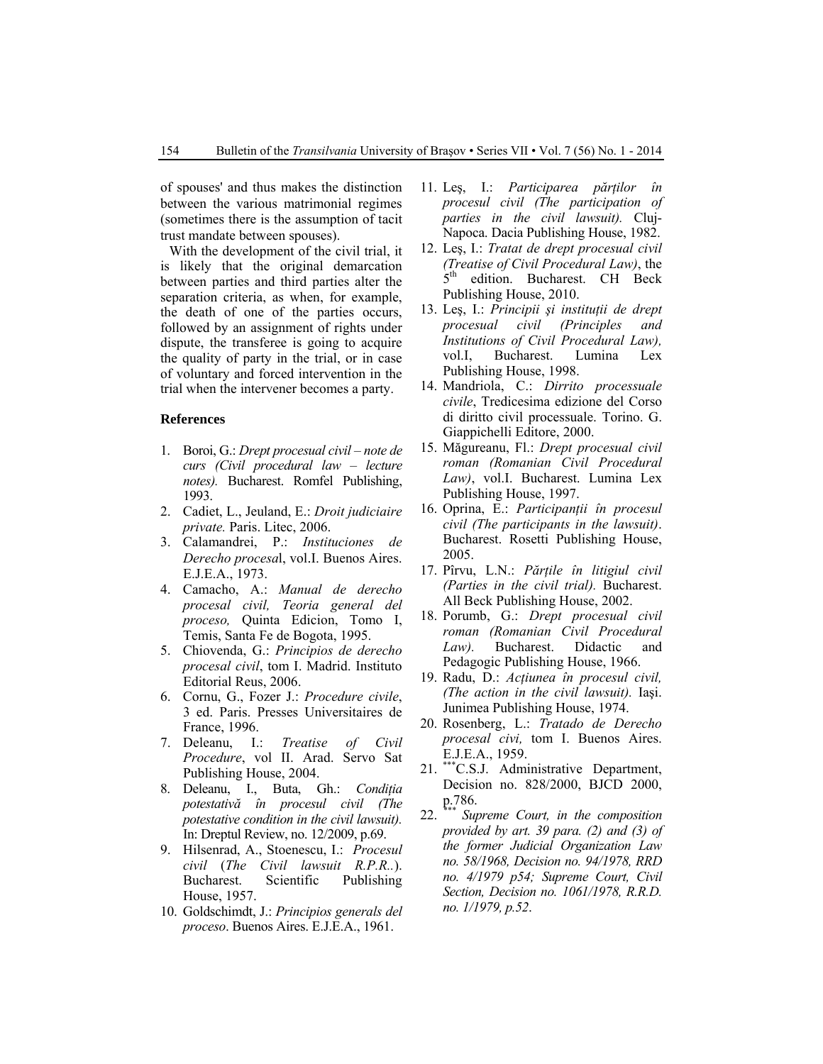of spouses' and thus makes the distinction between the various matrimonial regimes (sometimes there is the assumption of tacit trust mandate between spouses).

With the development of the civil trial, it is likely that the original demarcation between parties and third parties alter the separation criteria, as when, for example, the death of one of the parties occurs, followed by an assignment of rights under dispute, the transferee is going to acquire the quality of party in the trial, or in case of voluntary and forced intervention in the trial when the intervener becomes a party.

## References

1. Boroi, G.: *Drept procesual civil – note de curs (Civil procedural law – lecture notes).* Bucharest. Romfel Publishing, 1993.
2. Cadiet, L., Jeuland, E.: *Droit judiciaire private.* Paris. Litec, 2006.
3. Calamandrei, P.: *Instituciones de Derecho procesa*l, vol.I. Buenos Aires. E.J.E.A., 1973.
4. Camacho, A.: *Manual de derecho procesal civil, Teoria general del proceso,* Quinta Edicion, Tomo I, Temis, Santa Fe de Bogota, 1995.
5. Chiovenda, G.: *Principios de derecho procesal civil*, tom I. Madrid. Instituto Editorial Reus, 2006.
6. Cornu, G., Fozer J.: *Procedure civile*, 3 ed. Paris. Presses Universitaires de France, 1996.
7. Deleanu, I.: *Treatise of Civil Procedure*, vol II. Arad. Servo Sat Publishing House, 2004.
8. Deleanu, I., Buta, Gh.: *Condiția potestativă în procesul civil (The potestative condition in the civil lawsuit).* In: Dreptul Review, no. 12/2009, p.69.
9. Hilsenrad, A., Stoenescu, I.: *Procesul civil* (*The Civil lawsuit R.P.R.*.). Bucharest. Scientific Publishing House, 1957.
10. Goldschimdt, J.: *Principios generals del proceso*. Buenos Aires. E.J.E.A., 1961.
11. Leş, I.: *Participarea părților în procesul civil (The participation of parties in the civil lawsuit).* Cluj-Napoca. Dacia Publishing House, 1982.
12. Leş, I.: *Tratat de drept procesual civil (Treatise of Civil Procedural Law)*, the 5th edition. Bucharest. CH Beck Publishing House, 2010.
13. Leş, I.: *Principii și instituții de drept procesual civil (Principles and Institutions of Civil Procedural Law),* vol.I, Bucharest. Lumina Lex Publishing House, 1998.
14. Mandriola, C.: *Dirrito processuale civile*, Tredicesima edizione del Corso di diritto civil processuale. Torino. G. Giappichelli Editore, 2000.
15. Măgureanu, Fl.: *Drept procesual civil roman (Romanian Civil Procedural Law)*, vol.I. Bucharest. Lumina Lex Publishing House, 1997.
16. Oprina, E.: *Participanții în procesul civil (The participants in the lawsuit)*. Bucharest. Rosetti Publishing House, 2005.
17. Pîrvu, L.N.: *Părțile în litigiul civil (Parties in the civil trial).* Bucharest. All Beck Publishing House, 2002.
18. Porumb, G.: *Drept procesual civil roman (Romanian Civil Procedural Law).* Bucharest. Didactic and Pedagogic Publishing House, 1966.
19. Radu, D.: *Acțiunea în procesul civil, (The action in the civil lawsuit).* Iaşi. Junimea Publishing House, 1974.
20. Rosenberg, L.: *Tratado de Derecho procesal civi,* tom I. Buenos Aires. E.J.E.A., 1959.
21. ***C.S.J. Administrative Department, Decision no. 828/2000, BJCD 2000, p.786.
22. *** *Supreme Court, in the composition provided by art. 39 para. (2) and (3) of the former Judicial Organization Law no. 58/1968, Decision no. 94/1978, RRD no. 4/1979 p54; Supreme Court, Civil Section, Decision no. 1061/1978, R.R.D. no. 1/1979, p.52*.